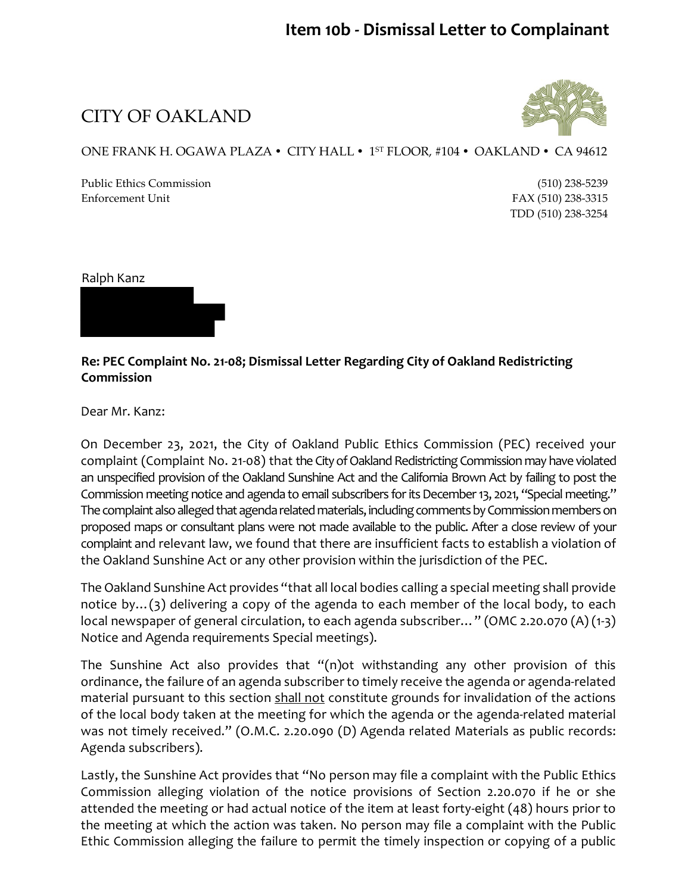# Item 10b - Dismissal Letter to Complainant

CITY OF OAKLAND

ONE FRANK H. OGAWA PLAZA • CITY HALL • 1ST FLOOR, #104 • OAKLAND • CA 94612

Public Ethics Commission
Enforcement Unit

(510) 238-5239
FAX (510) 238-3315
TDD (510) 238-3254

Ralph Kanz

**Re: PEC Complaint No. 21-08; Dismissal Letter Regarding City of Oakland Redistricting Commission**

Dear Mr. Kanz:

On December 23, 2021, the City of Oakland Public Ethics Commission (PEC) received your complaint (Complaint No. 21-08) that the City of Oakland Redistricting Commission may have violated an unspecified provision of the Oakland Sunshine Act and the California Brown Act by failing to post the Commission meeting notice and agenda to email subscribers for its December 13, 2021, "Special meeting." The complaint also alleged that agenda related materials, including comments by Commission members on proposed maps or consultant plans were not made available to the public. After a close review of your complaint and relevant law, we found that there are insufficient facts to establish a violation of the Oakland Sunshine Act or any other provision within the jurisdiction of the PEC.

The Oakland Sunshine Act provides "that all local bodies calling a special meeting shall provide notice by…(3) delivering a copy of the agenda to each member of the local body, to each local newspaper of general circulation, to each agenda subscriber…" (OMC 2.20.070 (A) (1-3) Notice and Agenda requirements Special meetings).

The Sunshine Act also provides that "(n)ot withstanding any other provision of this ordinance, the failure of an agenda subscriber to timely receive the agenda or agenda-related material pursuant to this section <u>shall not</u> constitute grounds for invalidation of the actions of the local body taken at the meeting for which the agenda or the agenda-related material was not timely received." (O.M.C. 2.20.090 (D) Agenda related Materials as public records: Agenda subscribers).

Lastly, the Sunshine Act provides that "No person may file a complaint with the Public Ethics Commission alleging violation of the notice provisions of Section 2.20.070 if he or she attended the meeting or had actual notice of the item at least forty-eight (48) hours prior to the meeting at which the action was taken. No person may file a complaint with the Public Ethic Commission alleging the failure to permit the timely inspection or copying of a public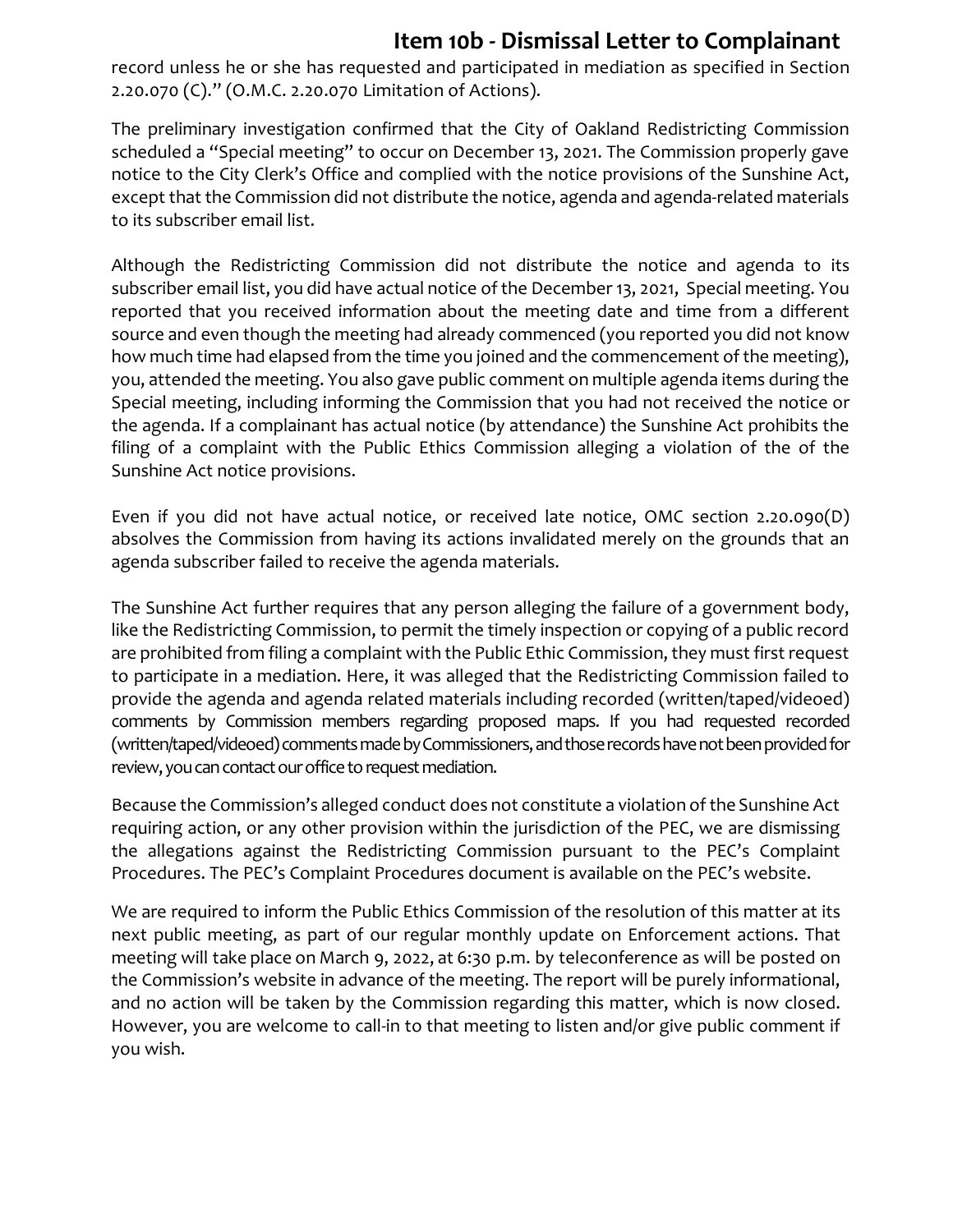record unless he or she has requested and participated in mediation as specified in Section 2.20.070 (C)." (O.M.C. 2.20.070 Limitation of Actions).

The preliminary investigation confirmed that the City of Oakland Redistricting Commission scheduled a "Special meeting" to occur on December 13, 2021. The Commission properly gave notice to the City Clerk's Office and complied with the notice provisions of the Sunshine Act, except that the Commission did not distribute the notice, agenda and agenda-related materials to its subscriber email list.

Although the Redistricting Commission did not distribute the notice and agenda to its subscriber email list, you did have actual notice of the December 13, 2021, Special meeting. You reported that you received information about the meeting date and time from a different source and even though the meeting had already commenced (you reported you did not know how much time had elapsed from the time you joined and the commencement of the meeting), you, attended the meeting. You also gave public comment on multiple agenda items during the Special meeting, including informing the Commission that you had not received the notice or the agenda. If a complainant has actual notice (by attendance) the Sunshine Act prohibits the filing of a complaint with the Public Ethics Commission alleging a violation of the of the Sunshine Act notice provisions.

Even if you did not have actual notice, or received late notice, OMC section 2.20.090(D) absolves the Commission from having its actions invalidated merely on the grounds that an agenda subscriber failed to receive the agenda materials.

The Sunshine Act further requires that any person alleging the failure of a government body, like the Redistricting Commission, to permit the timely inspection or copying of a public record are prohibited from filing a complaint with the Public Ethic Commission, they must first request to participate in a mediation. Here, it was alleged that the Redistricting Commission failed to provide the agenda and agenda related materials including recorded (written/taped/videoed) comments by Commission members regarding proposed maps. If you had requested recorded (written/taped/videoed) comments made by Commissioners, and those records have not been provided for review, you can contact our office to request mediation.

Because the Commission's alleged conduct does not constitute a violation of the Sunshine Act requiring action, or any other provision within the jurisdiction of the PEC, we are dismissing the allegations against the Redistricting Commission pursuant to the PEC's Complaint Procedures. The PEC's Complaint Procedures document is available on the PEC's website.

We are required to inform the Public Ethics Commission of the resolution of this matter at its next public meeting, as part of our regular monthly update on Enforcement actions. That meeting will take place on March 9, 2022, at 6:30 p.m. by teleconference as will be posted on the Commission's website in advance of the meeting. The report will be purely informational, and no action will be taken by the Commission regarding this matter, which is now closed. However, you are welcome to call-in to that meeting to listen and/or give public comment if you wish.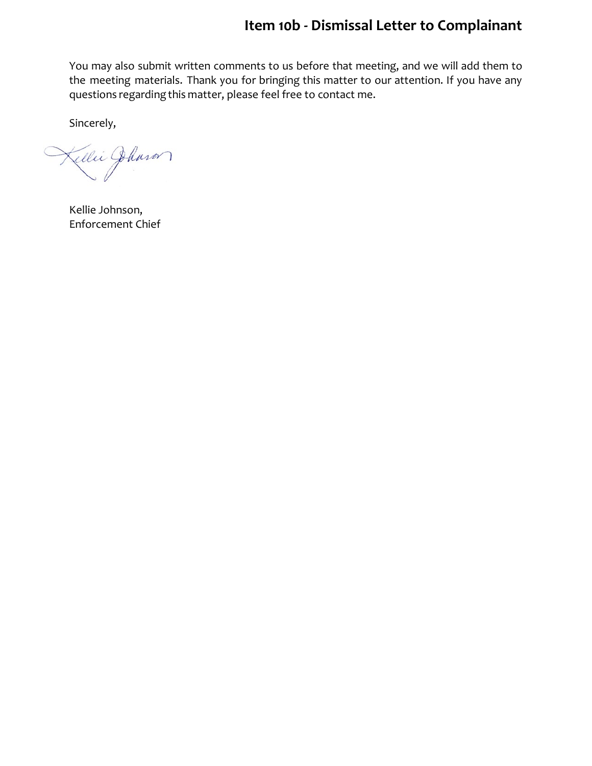You may also submit written comments to us before that meeting, and we will add them to the meeting materials. Thank you for bringing this matter to our attention. If you have any questions regarding this matter, please feel free to contact me.

Sincerely,

Kellie Johnson,
Enforcement Chief